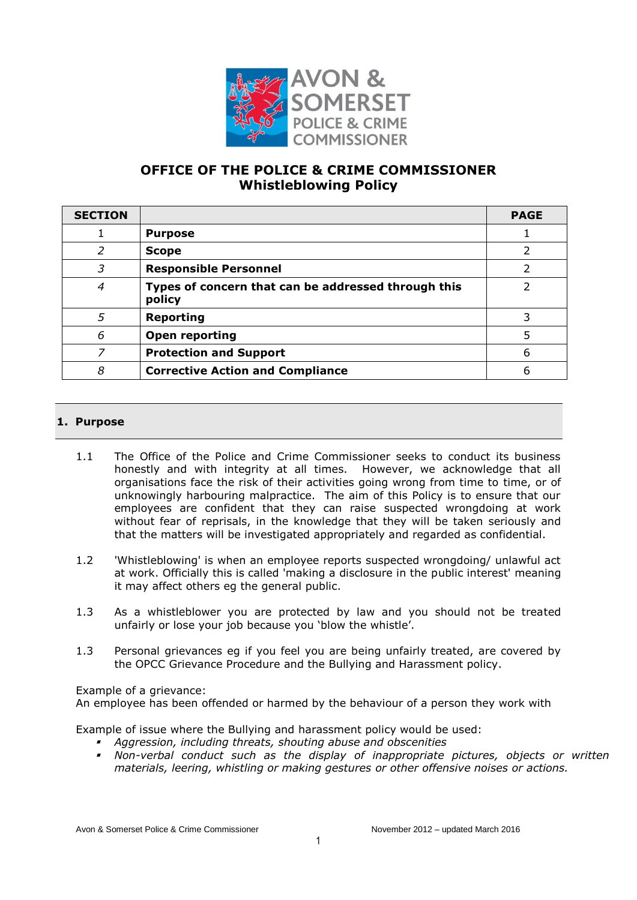# OFFICE OF THE POLICE & CRIME COMMISSIONER
## Whistleblowing Policy

| SECTION | | PAGE |
|---|---|---|
| 1 | **Purpose** | 1 |
| *2* | **Scope** | 2 |
| *3* | **Responsible Personnel** | 2 |
| *4* | **Types of concern that can be addressed through this policy** | 2 |
| *5* | **Reporting** | 3 |
| *6* | **Open reporting** | 5 |
| *7* | **Protection and Support** | 6 |
| *8* | **Corrective Action and Compliance** | 6 |

## 1. Purpose

1.1 The Office of the Police and Crime Commissioner seeks to conduct its business honestly and with integrity at all times. However, we acknowledge that all organisations face the risk of their activities going wrong from time to time, or of unknowingly harbouring malpractice. The aim of this Policy is to ensure that our employees are confident that they can raise suspected wrongdoing at work without fear of reprisals, in the knowledge that they will be taken seriously and that the matters will be investigated appropriately and regarded as confidential.

1.2 'Whistleblowing' is when an employee reports suspected wrongdoing/ unlawful act at work. Officially this is called 'making a disclosure in the public interest' meaning it may affect others eg the general public.

1.3 As a whistleblower you are protected by law and you should not be treated unfairly or lose your job because you 'blow the whistle'.

1.3 Personal grievances eg if you feel you are being unfairly treated, are covered by the OPCC Grievance Procedure and the Bullying and Harassment policy.

Example of a grievance:
An employee has been offended or harmed by the behaviour of a person they work with

Example of issue where the Bullying and harassment policy would be used:

- *Aggression, including threats, shouting abuse and obscenities*
- *Non-verbal conduct such as the display of inappropriate pictures, objects or written materials, leering, whistling or making gestures or other offensive noises or actions.*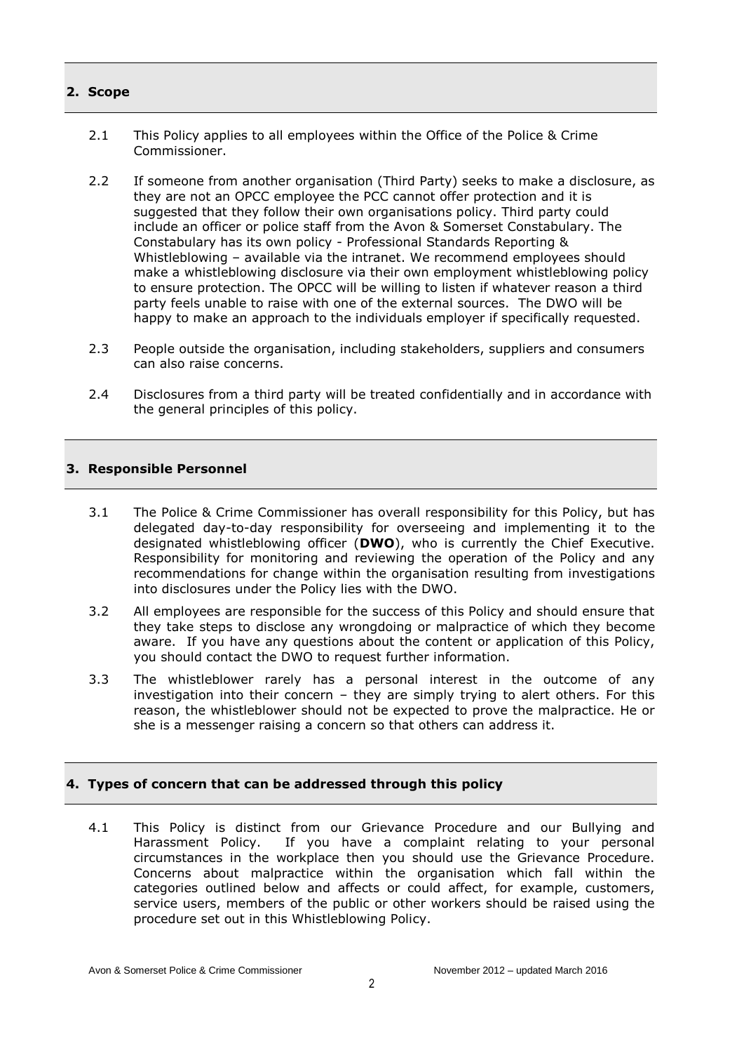## 2. Scope

2.1 This Policy applies to all employees within the Office of the Police & Crime Commissioner.

2.2 If someone from another organisation (Third Party) seeks to make a disclosure, as they are not an OPCC employee the PCC cannot offer protection and it is suggested that they follow their own organisations policy. Third party could include an officer or police staff from the Avon & Somerset Constabulary. The Constabulary has its own policy - Professional Standards Reporting & Whistleblowing – available via the intranet. We recommend employees should make a whistleblowing disclosure via their own employment whistleblowing policy to ensure protection. The OPCC will be willing to listen if whatever reason a third party feels unable to raise with one of the external sources. The DWO will be happy to make an approach to the individuals employer if specifically requested.

2.3 People outside the organisation, including stakeholders, suppliers and consumers can also raise concerns.

2.4 Disclosures from a third party will be treated confidentially and in accordance with the general principles of this policy.

## 3. Responsible Personnel

3.1 The Police & Crime Commissioner has overall responsibility for this Policy, but has delegated day-to-day responsibility for overseeing and implementing it to the designated whistleblowing officer (**DWO**), who is currently the Chief Executive. Responsibility for monitoring and reviewing the operation of the Policy and any recommendations for change within the organisation resulting from investigations into disclosures under the Policy lies with the DWO.

3.2 All employees are responsible for the success of this Policy and should ensure that they take steps to disclose any wrongdoing or malpractice of which they become aware. If you have any questions about the content or application of this Policy, you should contact the DWO to request further information.

3.3 The whistleblower rarely has a personal interest in the outcome of any investigation into their concern – they are simply trying to alert others. For this reason, the whistleblower should not be expected to prove the malpractice. He or she is a messenger raising a concern so that others can address it.

## 4. Types of concern that can be addressed through this policy

4.1 This Policy is distinct from our Grievance Procedure and our Bullying and Harassment Policy. If you have a complaint relating to your personal circumstances in the workplace then you should use the Grievance Procedure. Concerns about malpractice within the organisation which fall within the categories outlined below and affects or could affect, for example, customers, service users, members of the public or other workers should be raised using the procedure set out in this Whistleblowing Policy.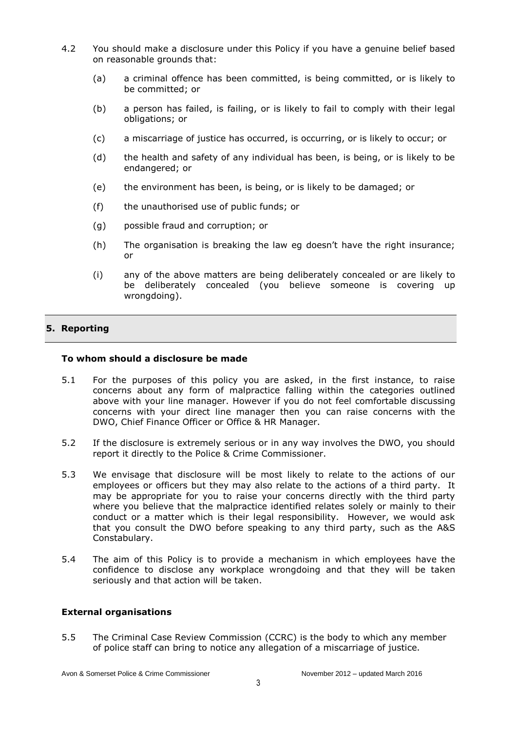4.2 You should make a disclosure under this Policy if you have a genuine belief based on reasonable grounds that:

(a) a criminal offence has been committed, is being committed, or is likely to be committed; or

(b) a person has failed, is failing, or is likely to fail to comply with their legal obligations; or

(c) a miscarriage of justice has occurred, is occurring, or is likely to occur; or

(d) the health and safety of any individual has been, is being, or is likely to be endangered; or

(e) the environment has been, is being, or is likely to be damaged; or

(f) the unauthorised use of public funds; or

(g) possible fraud and corruption; or

(h) The organisation is breaking the law eg doesn't have the right insurance; or

(i) any of the above matters are being deliberately concealed or are likely to be deliberately concealed (you believe someone is covering up wrongdoing).

## 5. Reporting

### To whom should a disclosure be made

5.1 For the purposes of this policy you are asked, in the first instance, to raise concerns about any form of malpractice falling within the categories outlined above with your line manager. However if you do not feel comfortable discussing concerns with your direct line manager then you can raise concerns with the DWO, Chief Finance Officer or Office & HR Manager.

5.2 If the disclosure is extremely serious or in any way involves the DWO, you should report it directly to the Police & Crime Commissioner.

5.3 We envisage that disclosure will be most likely to relate to the actions of our employees or officers but they may also relate to the actions of a third party. It may be appropriate for you to raise your concerns directly with the third party where you believe that the malpractice identified relates solely or mainly to their conduct or a matter which is their legal responsibility. However, we would ask that you consult the DWO before speaking to any third party, such as the A&S Constabulary.

5.4 The aim of this Policy is to provide a mechanism in which employees have the confidence to disclose any workplace wrongdoing and that they will be taken seriously and that action will be taken.

### External organisations

5.5 The Criminal Case Review Commission (CCRC) is the body to which any member of police staff can bring to notice any allegation of a miscarriage of justice.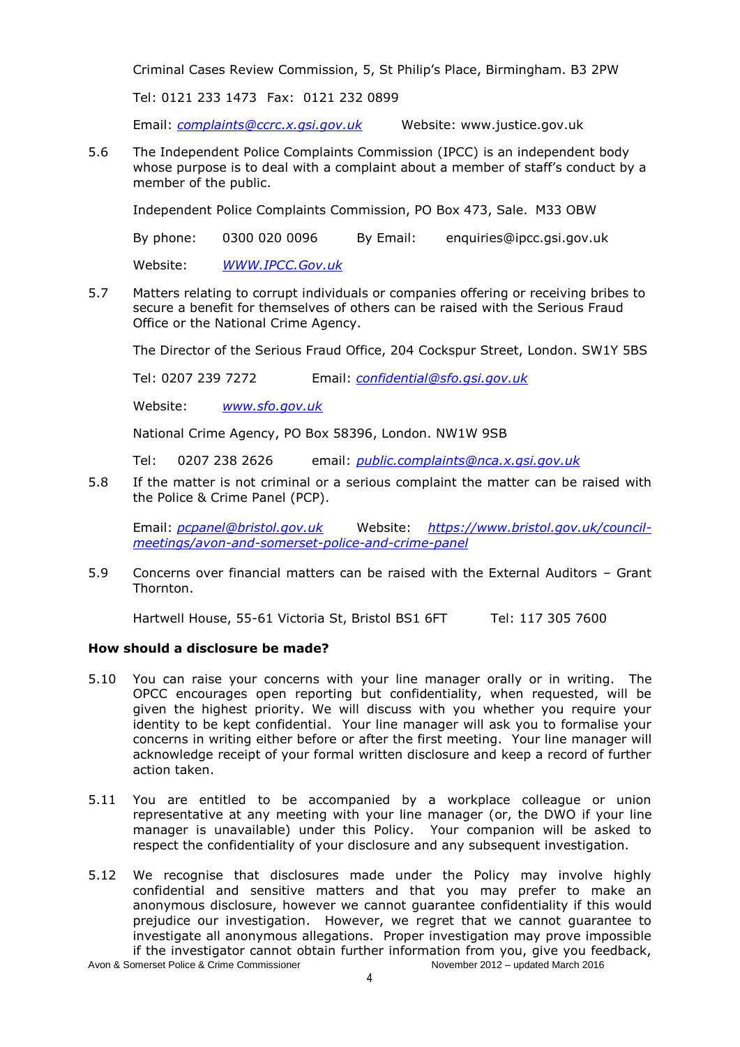Criminal Cases Review Commission, 5, St Philip's Place, Birmingham. B3 2PW

Tel: 0121 233 1473 Fax: 0121 232 0899

Email: *complaints@ccrc.x.gsi.gov.uk* Website: www.justice.gov.uk

5.6 The Independent Police Complaints Commission (IPCC) is an independent body whose purpose is to deal with a complaint about a member of staff's conduct by a member of the public.

Independent Police Complaints Commission, PO Box 473, Sale. M33 OBW

By phone: 0300 020 0096 By Email: enquiries@ipcc.gsi.gov.uk

Website: *WWW.IPCC.Gov.uk*

5.7 Matters relating to corrupt individuals or companies offering or receiving bribes to secure a benefit for themselves of others can be raised with the Serious Fraud Office or the National Crime Agency.

The Director of the Serious Fraud Office, 204 Cockspur Street, London. SW1Y 5BS

Tel: 0207 239 7272 Email: *confidential@sfo.gsi.gov.uk*

Website: *www.sfo.gov.uk*

National Crime Agency, PO Box 58396, London. NW1W 9SB

Tel: 0207 238 2626 email: *public.complaints@nca.x.gsi.gov.uk*

5.8 If the matter is not criminal or a serious complaint the matter can be raised with the Police & Crime Panel (PCP).

Email: *pcpanel@bristol.gov.uk* Website: *https://www.bristol.gov.uk/council-meetings/avon-and-somerset-police-and-crime-panel*

5.9 Concerns over financial matters can be raised with the External Auditors – Grant Thornton.

Hartwell House, 55-61 Victoria St, Bristol BS1 6FT Tel: 117 305 7600

**How should a disclosure be made?**

5.10 You can raise your concerns with your line manager orally or in writing. The OPCC encourages open reporting but confidentiality, when requested, will be given the highest priority. We will discuss with you whether you require your identity to be kept confidential. Your line manager will ask you to formalise your concerns in writing either before or after the first meeting. Your line manager will acknowledge receipt of your formal written disclosure and keep a record of further action taken.

5.11 You are entitled to be accompanied by a workplace colleague or union representative at any meeting with your line manager (or, the DWO if your line manager is unavailable) under this Policy. Your companion will be asked to respect the confidentiality of your disclosure and any subsequent investigation.

5.12 We recognise that disclosures made under the Policy may involve highly confidential and sensitive matters and that you may prefer to make an anonymous disclosure, however we cannot guarantee confidentiality if this would prejudice our investigation. However, we regret that we cannot guarantee to investigate all anonymous allegations. Proper investigation may prove impossible if the investigator cannot obtain further information from you, give you feedback,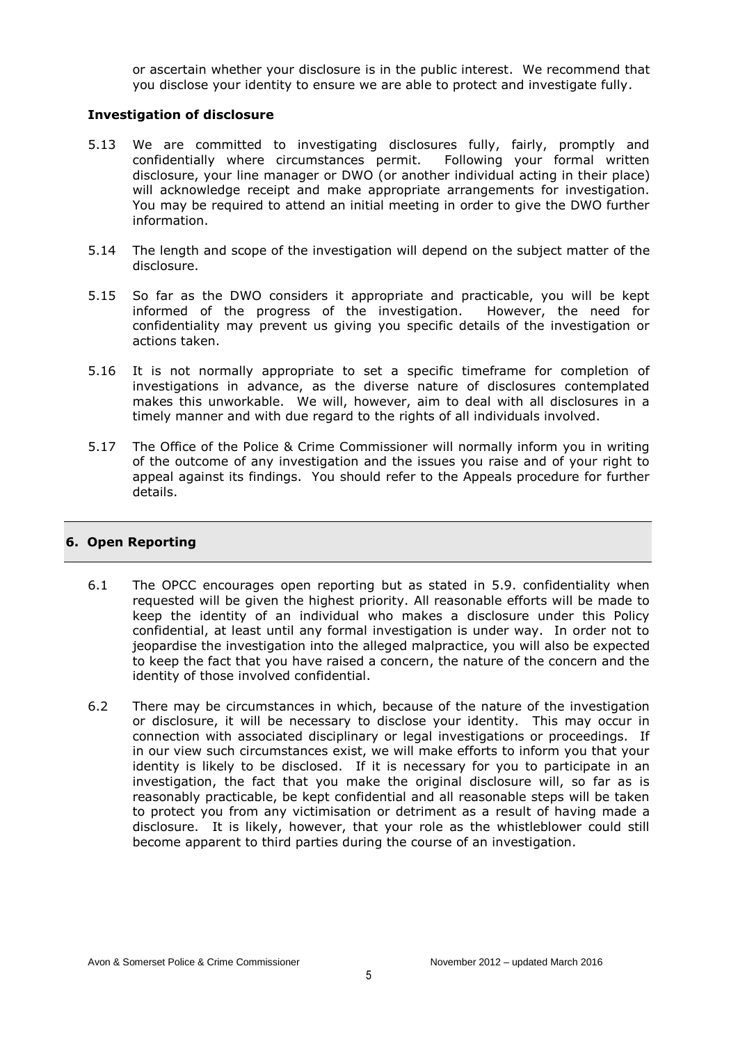or ascertain whether your disclosure is in the public interest. We recommend that you disclose your identity to ensure we are able to protect and investigate fully.

**Investigation of disclosure**

5.13 We are committed to investigating disclosures fully, fairly, promptly and confidentially where circumstances permit. Following your formal written disclosure, your line manager or DWO (or another individual acting in their place) will acknowledge receipt and make appropriate arrangements for investigation. You may be required to attend an initial meeting in order to give the DWO further information.

5.14 The length and scope of the investigation will depend on the subject matter of the disclosure.

5.15 So far as the DWO considers it appropriate and practicable, you will be kept informed of the progress of the investigation. However, the need for confidentiality may prevent us giving you specific details of the investigation or actions taken.

5.16 It is not normally appropriate to set a specific timeframe for completion of investigations in advance, as the diverse nature of disclosures contemplated makes this unworkable. We will, however, aim to deal with all disclosures in a timely manner and with due regard to the rights of all individuals involved.

5.17 The Office of the Police & Crime Commissioner will normally inform you in writing of the outcome of any investigation and the issues you raise and of your right to appeal against its findings. You should refer to the Appeals procedure for further details.

## 6. Open Reporting

6.1 The OPCC encourages open reporting but as stated in 5.9. confidentiality when requested will be given the highest priority. All reasonable efforts will be made to keep the identity of an individual who makes a disclosure under this Policy confidential, at least until any formal investigation is under way. In order not to jeopardise the investigation into the alleged malpractice, you will also be expected to keep the fact that you have raised a concern, the nature of the concern and the identity of those involved confidential.

6.2 There may be circumstances in which, because of the nature of the investigation or disclosure, it will be necessary to disclose your identity. This may occur in connection with associated disciplinary or legal investigations or proceedings. If in our view such circumstances exist, we will make efforts to inform you that your identity is likely to be disclosed. If it is necessary for you to participate in an investigation, the fact that you make the original disclosure will, so far as is reasonably practicable, be kept confidential and all reasonable steps will be taken to protect you from any victimisation or detriment as a result of having made a disclosure. It is likely, however, that your role as the whistleblower could still become apparent to third parties during the course of an investigation.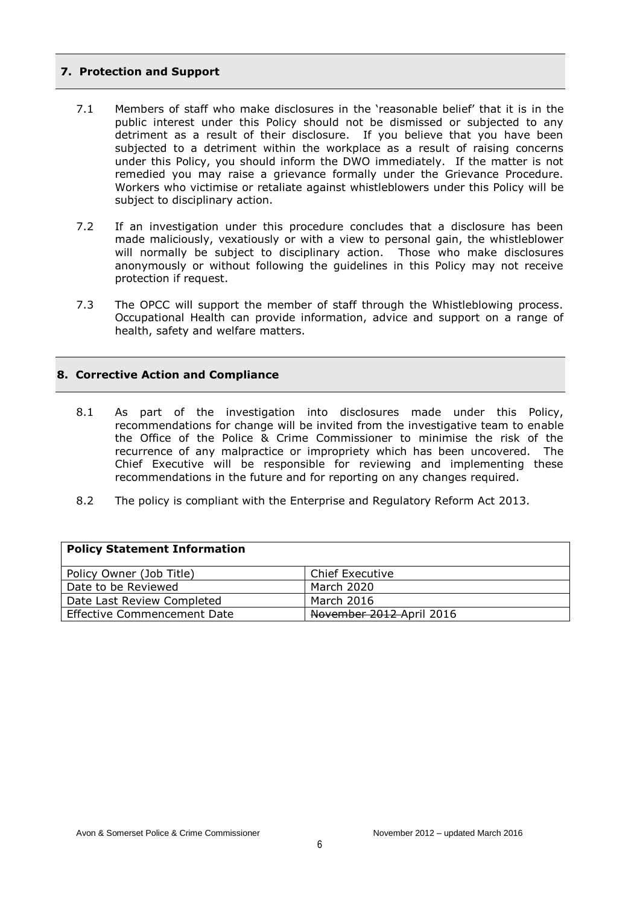## 7. Protection and Support

7.1 Members of staff who make disclosures in the 'reasonable belief' that it is in the public interest under this Policy should not be dismissed or subjected to any detriment as a result of their disclosure. If you believe that you have been subjected to a detriment within the workplace as a result of raising concerns under this Policy, you should inform the DWO immediately. If the matter is not remedied you may raise a grievance formally under the Grievance Procedure. Workers who victimise or retaliate against whistleblowers under this Policy will be subject to disciplinary action.

7.2 If an investigation under this procedure concludes that a disclosure has been made maliciously, vexatiously or with a view to personal gain, the whistleblower will normally be subject to disciplinary action. Those who make disclosures anonymously or without following the guidelines in this Policy may not receive protection if request.

7.3 The OPCC will support the member of staff through the Whistleblowing process. Occupational Health can provide information, advice and support on a range of health, safety and welfare matters.

## 8. Corrective Action and Compliance

8.1 As part of the investigation into disclosures made under this Policy, recommendations for change will be invited from the investigative team to enable the Office of the Police & Crime Commissioner to minimise the risk of the recurrence of any malpractice or impropriety which has been uncovered. The Chief Executive will be responsible for reviewing and implementing these recommendations in the future and for reporting on any changes required.

8.2 The policy is compliant with the Enterprise and Regulatory Reform Act 2013.

| **Policy Statement Information** | |
|---|---|
| Policy Owner (Job Title) | Chief Executive |
| Date to be Reviewed | March 2020 |
| Date Last Review Completed | March 2016 |
| Effective Commencement Date | ~~November 2012~~ April 2016 |